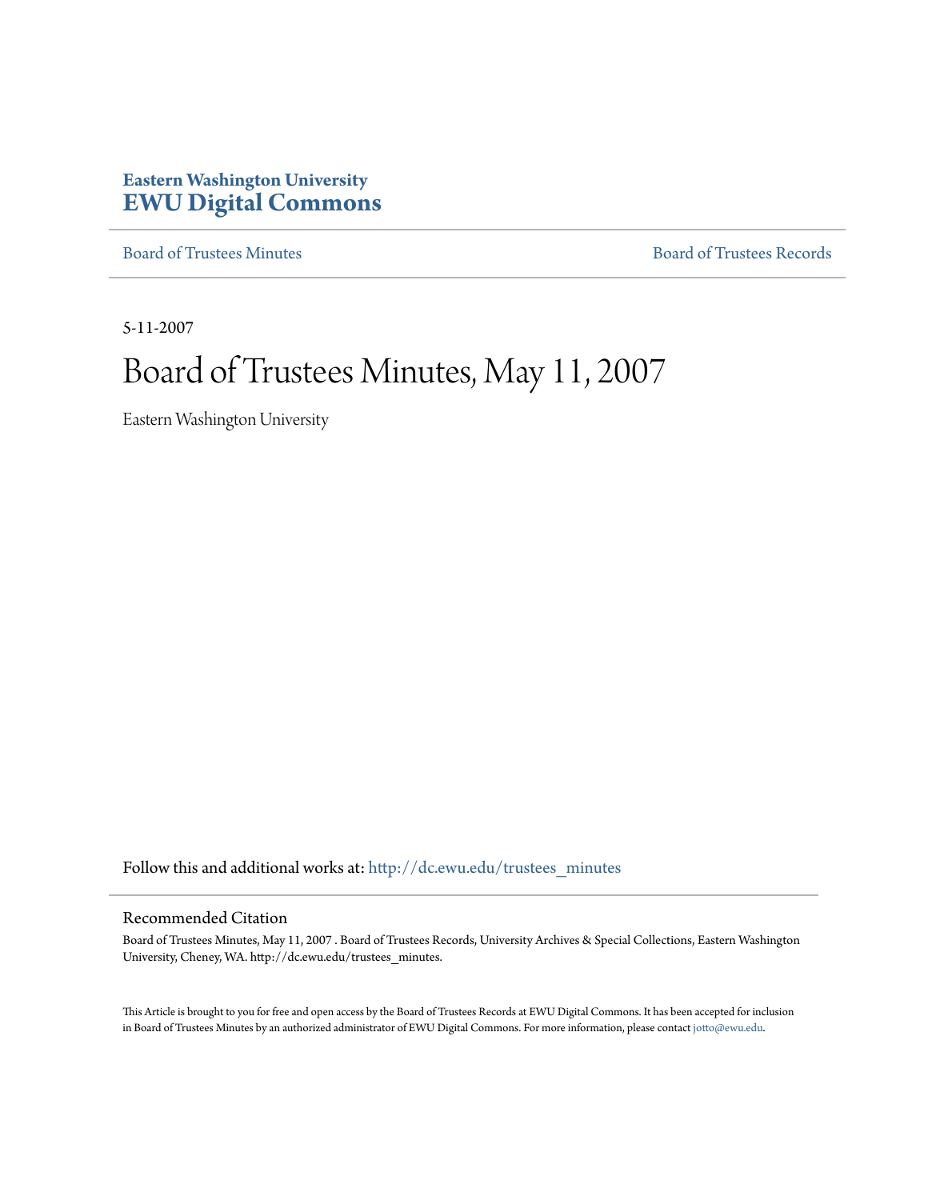**Eastern Washington University**
# EWU Digital Commons

Board of Trustees Minutes | Board of Trustees Records

5-11-2007

# Board of Trustees Minutes, May 11, 2007

Eastern Washington University

Follow this and additional works at: http://dc.ewu.edu/trustees_minutes

## Recommended Citation

Board of Trustees Minutes, May 11, 2007 . Board of Trustees Records, University Archives & Special Collections, Eastern Washington University, Cheney, WA. http://dc.ewu.edu/trustees_minutes.

This Article is brought to you for free and open access by the Board of Trustees Records at EWU Digital Commons. It has been accepted for inclusion in Board of Trustees Minutes by an authorized administrator of EWU Digital Commons. For more information, please contact jotto@ewu.edu.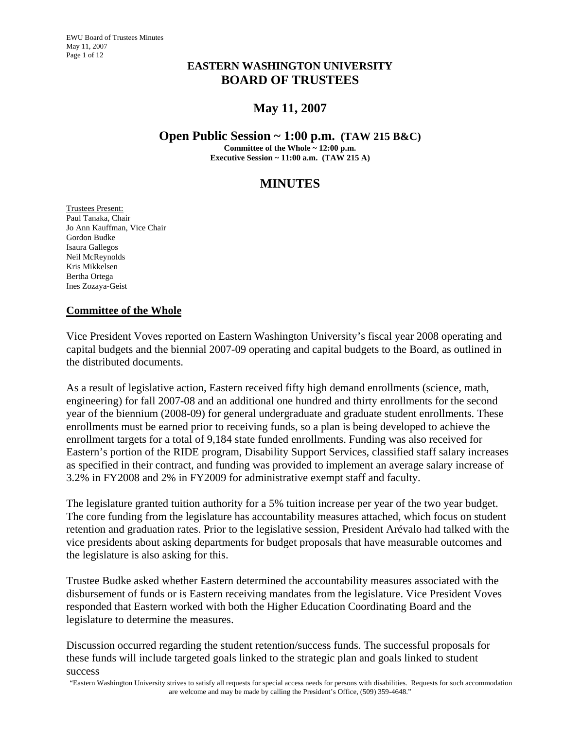# EASTERN WASHINGTON UNIVERSITY
# BOARD OF TRUSTEES

## May 11, 2007

### Open Public Session ~ 1:00 p.m. (TAW 215 B&C)

**Committee of the Whole ~ 12:00 p.m.**
**Executive Session ~ 11:00 a.m. (TAW 215 A)**

## MINUTES

Trustees Present:
Paul Tanaka, Chair
Jo Ann Kauffman, Vice Chair
Gordon Budke
Isaura Gallegos
Neil McReynolds
Kris Mikkelsen
Bertha Ortega
Ines Zozaya-Geist

**Committee of the Whole**

Vice President Voves reported on Eastern Washington University's fiscal year 2008 operating and capital budgets and the biennial 2007-09 operating and capital budgets to the Board, as outlined in the distributed documents.

As a result of legislative action, Eastern received fifty high demand enrollments (science, math, engineering) for fall 2007-08 and an additional one hundred and thirty enrollments for the second year of the biennium (2008-09) for general undergraduate and graduate student enrollments. These enrollments must be earned prior to receiving funds, so a plan is being developed to achieve the enrollment targets for a total of 9,184 state funded enrollments. Funding was also received for Eastern's portion of the RIDE program, Disability Support Services, classified staff salary increases as specified in their contract, and funding was provided to implement an average salary increase of 3.2% in FY2008 and 2% in FY2009 for administrative exempt staff and faculty.

The legislature granted tuition authority for a 5% tuition increase per year of the two year budget. The core funding from the legislature has accountability measures attached, which focus on student retention and graduation rates. Prior to the legislative session, President Arévalo had talked with the vice presidents about asking departments for budget proposals that have measurable outcomes and the legislature is also asking for this.

Trustee Budke asked whether Eastern determined the accountability measures associated with the disbursement of funds or is Eastern receiving mandates from the legislature. Vice President Voves responded that Eastern worked with both the Higher Education Coordinating Board and the legislature to determine the measures.

Discussion occurred regarding the student retention/success funds. The successful proposals for these funds will include targeted goals linked to the strategic plan and goals linked to student success

"Eastern Washington University strives to satisfy all requests for special access needs for persons with disabilities. Requests for such accommodation are welcome and may be made by calling the President's Office, (509) 359-4648."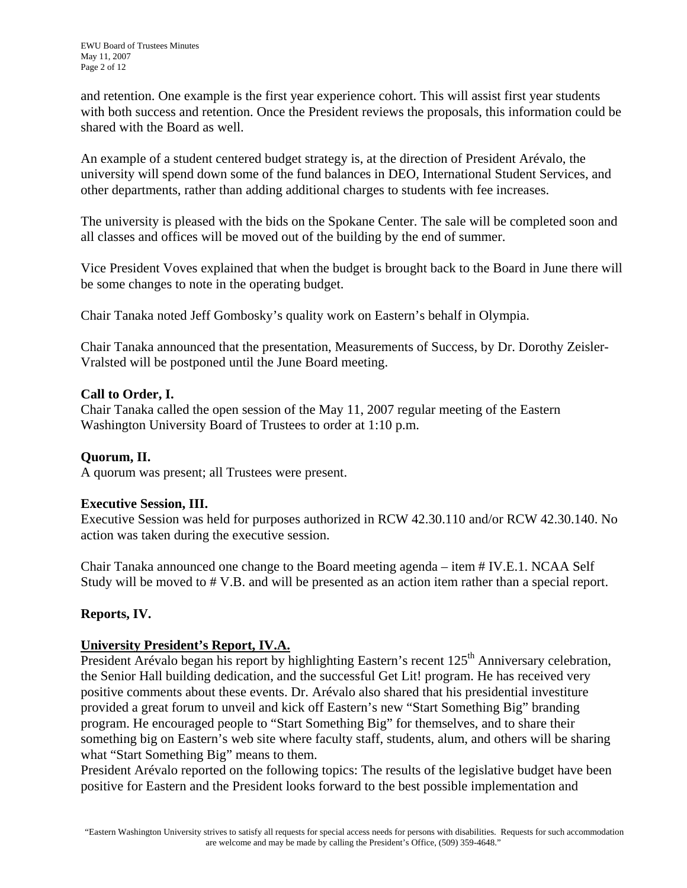and retention. One example is the first year experience cohort. This will assist first year students with both success and retention. Once the President reviews the proposals, this information could be shared with the Board as well.

An example of a student centered budget strategy is, at the direction of President Arévalo, the university will spend down some of the fund balances in DEO, International Student Services, and other departments, rather than adding additional charges to students with fee increases.

The university is pleased with the bids on the Spokane Center. The sale will be completed soon and all classes and offices will be moved out of the building by the end of summer.

Vice President Voves explained that when the budget is brought back to the Board in June there will be some changes to note in the operating budget.

Chair Tanaka noted Jeff Gombosky's quality work on Eastern's behalf in Olympia.

Chair Tanaka announced that the presentation, Measurements of Success, by Dr. Dorothy Zeisler-Vralsted will be postponed until the June Board meeting.

**Call to Order, I.**
Chair Tanaka called the open session of the May 11, 2007 regular meeting of the Eastern Washington University Board of Trustees to order at 1:10 p.m.

**Quorum, II.**
A quorum was present; all Trustees were present.

**Executive Session, III.**
Executive Session was held for purposes authorized in RCW 42.30.110 and/or RCW 42.30.140. No action was taken during the executive session.

Chair Tanaka announced one change to the Board meeting agenda – item # IV.E.1. NCAA Self Study will be moved to # V.B. and will be presented as an action item rather than a special report.

**Reports, IV.**

**University President's Report, IV.A.**
President Arévalo began his report by highlighting Eastern's recent 125th Anniversary celebration, the Senior Hall building dedication, and the successful Get Lit! program. He has received very positive comments about these events. Dr. Arévalo also shared that his presidential investiture provided a great forum to unveil and kick off Eastern's new "Start Something Big" branding program. He encouraged people to "Start Something Big" for themselves, and to share their something big on Eastern's web site where faculty staff, students, alum, and others will be sharing what "Start Something Big" means to them.
President Arévalo reported on the following topics: The results of the legislative budget have been positive for Eastern and the President looks forward to the best possible implementation and

"Eastern Washington University strives to satisfy all requests for special access needs for persons with disabilities. Requests for such accommodation are welcome and may be made by calling the President's Office, (509) 359-4648."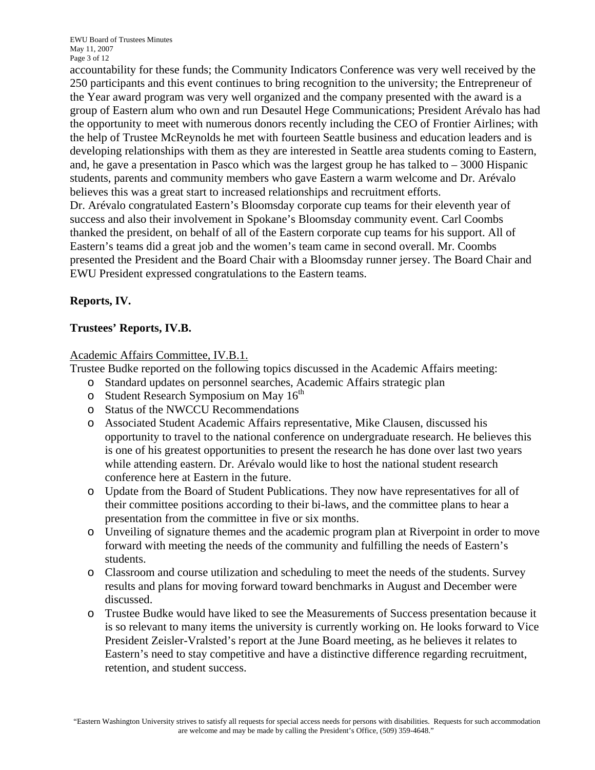accountability for these funds; the Community Indicators Conference was very well received by the 250 participants and this event continues to bring recognition to the university; the Entrepreneur of the Year award program was very well organized and the company presented with the award is a group of Eastern alum who own and run Desautel Hege Communications; President Arévalo has had the opportunity to meet with numerous donors recently including the CEO of Frontier Airlines; with the help of Trustee McReynolds he met with fourteen Seattle business and education leaders and is developing relationships with them as they are interested in Seattle area students coming to Eastern, and, he gave a presentation in Pasco which was the largest group he has talked to – 3000 Hispanic students, parents and community members who gave Eastern a warm welcome and Dr. Arévalo believes this was a great start to increased relationships and recruitment efforts.

Dr. Arévalo congratulated Eastern's Bloomsday corporate cup teams for their eleventh year of success and also their involvement in Spokane's Bloomsday community event. Carl Coombs thanked the president, on behalf of all of the Eastern corporate cup teams for his support. All of Eastern's teams did a great job and the women's team came in second overall. Mr. Coombs presented the President and the Board Chair with a Bloomsday runner jersey. The Board Chair and EWU President expressed congratulations to the Eastern teams.

**Reports, IV.**

**Trustees' Reports, IV.B.**

Academic Affairs Committee, IV.B.1.

Trustee Budke reported on the following topics discussed in the Academic Affairs meeting:

- Standard updates on personnel searches, Academic Affairs strategic plan
- Student Research Symposium on May 16th
- Status of the NWCCU Recommendations
- Associated Student Academic Affairs representative, Mike Clausen, discussed his opportunity to travel to the national conference on undergraduate research. He believes this is one of his greatest opportunities to present the research he has done over last two years while attending eastern. Dr. Arévalo would like to host the national student research conference here at Eastern in the future.
- Update from the Board of Student Publications. They now have representatives for all of their committee positions according to their bi-laws, and the committee plans to hear a presentation from the committee in five or six months.
- Unveiling of signature themes and the academic program plan at Riverpoint in order to move forward with meeting the needs of the community and fulfilling the needs of Eastern's students.
- Classroom and course utilization and scheduling to meet the needs of the students. Survey results and plans for moving forward toward benchmarks in August and December were discussed.
- Trustee Budke would have liked to see the Measurements of Success presentation because it is so relevant to many items the university is currently working on. He looks forward to Vice President Zeisler-Vralsted's report at the June Board meeting, as he believes it relates to Eastern's need to stay competitive and have a distinctive difference regarding recruitment, retention, and student success.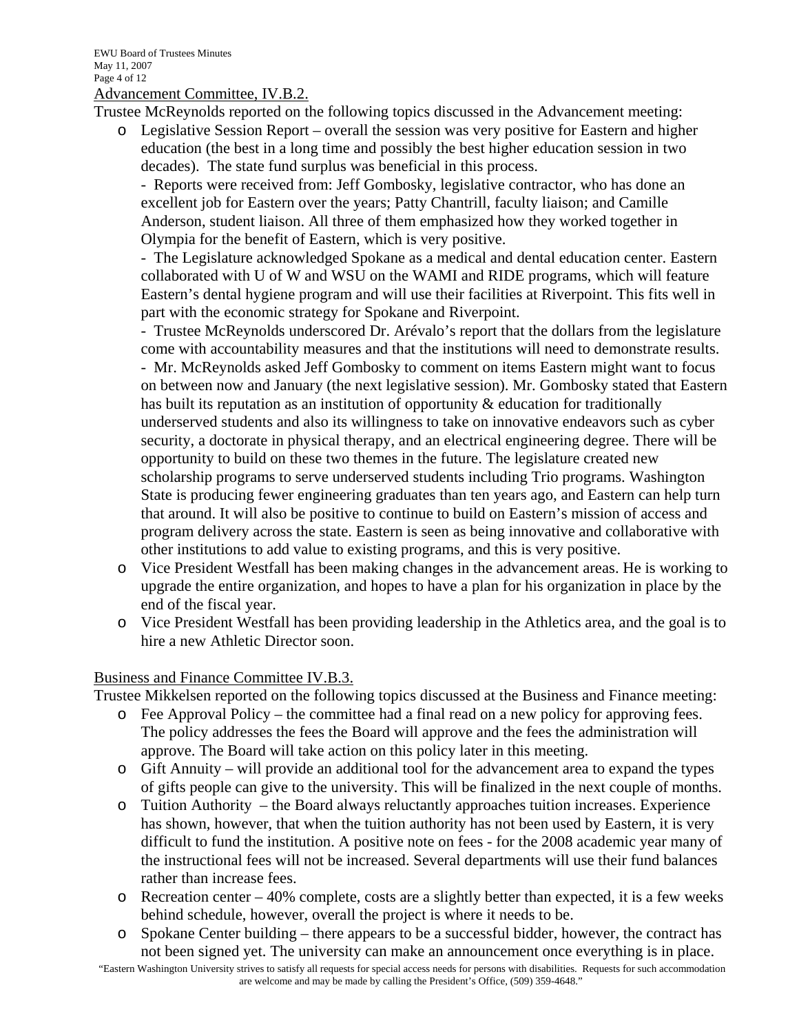Advancement Committee, IV.B.2.

Trustee McReynolds reported on the following topics discussed in the Advancement meeting:

- Legislative Session Report – overall the session was very positive for Eastern and higher education (the best in a long time and possibly the best higher education session in two decades). The state fund surplus was beneficial in this process.

  - Reports were received from: Jeff Gombosky, legislative contractor, who has done an excellent job for Eastern over the years; Patty Chantrill, faculty liaison; and Camille Anderson, student liaison. All three of them emphasized how they worked together in Olympia for the benefit of Eastern, which is very positive.

  - The Legislature acknowledged Spokane as a medical and dental education center. Eastern collaborated with U of W and WSU on the WAMI and RIDE programs, which will feature Eastern's dental hygiene program and will use their facilities at Riverpoint. This fits well in part with the economic strategy for Spokane and Riverpoint.

  - Trustee McReynolds underscored Dr. Arévalo's report that the dollars from the legislature come with accountability measures and that the institutions will need to demonstrate results.

  - Mr. McReynolds asked Jeff Gombosky to comment on items Eastern might want to focus on between now and January (the next legislative session). Mr. Gombosky stated that Eastern has built its reputation as an institution of opportunity & education for traditionally underserved students and also its willingness to take on innovative endeavors such as cyber security, a doctorate in physical therapy, and an electrical engineering degree. There will be opportunity to build on these two themes in the future. The legislature created new scholarship programs to serve underserved students including Trio programs. Washington State is producing fewer engineering graduates than ten years ago, and Eastern can help turn that around. It will also be positive to continue to build on Eastern's mission of access and program delivery across the state. Eastern is seen as being innovative and collaborative with other institutions to add value to existing programs, and this is very positive.

- Vice President Westfall has been making changes in the advancement areas. He is working to upgrade the entire organization, and hopes to have a plan for his organization in place by the end of the fiscal year.
- Vice President Westfall has been providing leadership in the Athletics area, and the goal is to hire a new Athletic Director soon.

Business and Finance Committee IV.B.3.

Trustee Mikkelsen reported on the following topics discussed at the Business and Finance meeting:

- Fee Approval Policy – the committee had a final read on a new policy for approving fees. The policy addresses the fees the Board will approve and the fees the administration will approve. The Board will take action on this policy later in this meeting.
- Gift Annuity – will provide an additional tool for the advancement area to expand the types of gifts people can give to the university. This will be finalized in the next couple of months.
- Tuition Authority – the Board always reluctantly approaches tuition increases. Experience has shown, however, that when the tuition authority has not been used by Eastern, it is very difficult to fund the institution. A positive note on fees - for the 2008 academic year many of the instructional fees will not be increased. Several departments will use their fund balances rather than increase fees.
- Recreation center – 40% complete, costs are a slightly better than expected, it is a few weeks behind schedule, however, overall the project is where it needs to be.
- Spokane Center building – there appears to be a successful bidder, however, the contract has not been signed yet. The university can make an announcement once everything is in place.

"Eastern Washington University strives to satisfy all requests for special access needs for persons with disabilities. Requests for such accommodation are welcome and may be made by calling the President's Office, (509) 359-4648."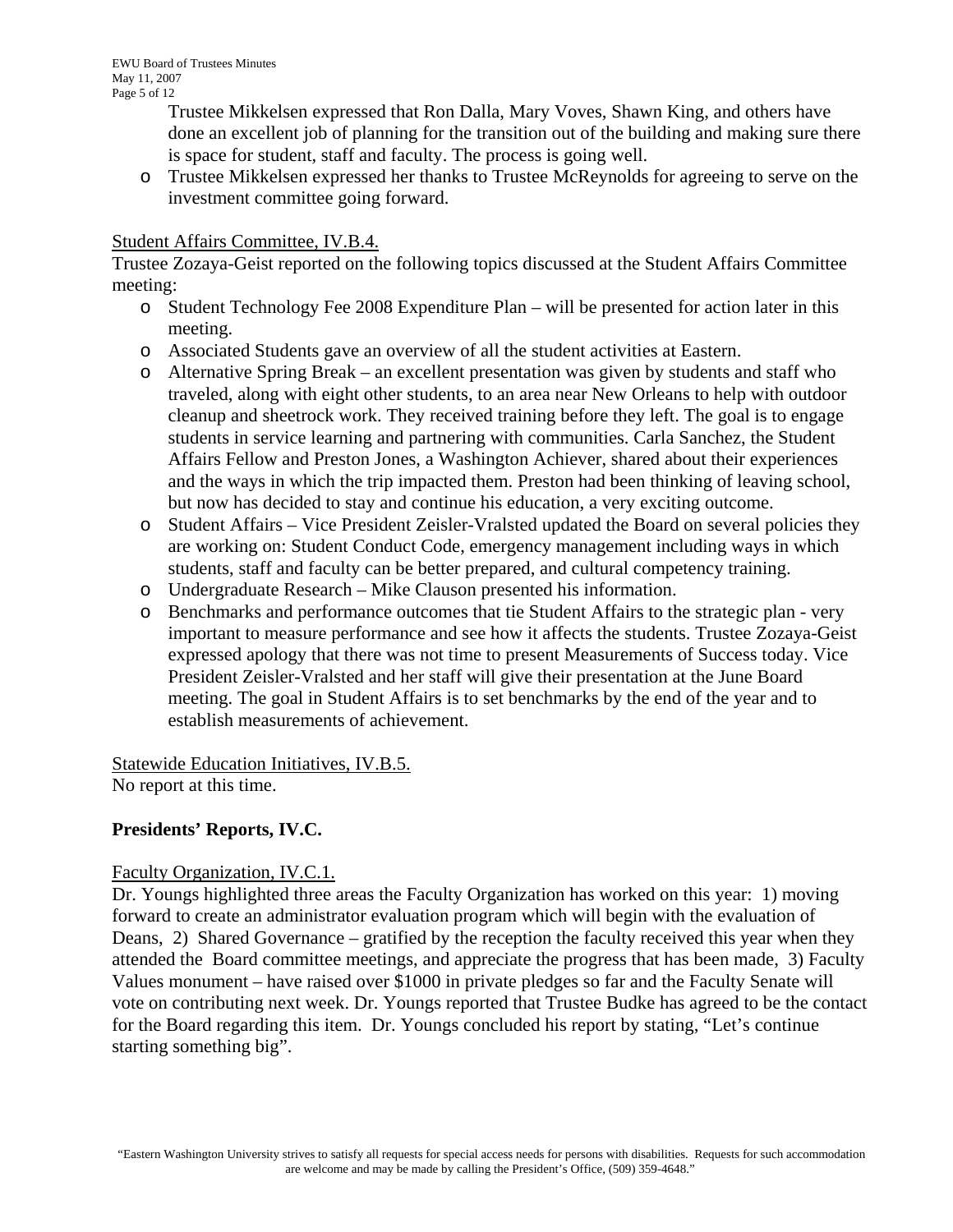Trustee Mikkelsen expressed that Ron Dalla, Mary Voves, Shawn King, and others have done an excellent job of planning for the transition out of the building and making sure there is space for student, staff and faculty. The process is going well.

- Trustee Mikkelsen expressed her thanks to Trustee McReynolds for agreeing to serve on the investment committee going forward.

Student Affairs Committee, IV.B.4.

Trustee Zozaya-Geist reported on the following topics discussed at the Student Affairs Committee meeting:

- Student Technology Fee 2008 Expenditure Plan – will be presented for action later in this meeting.
- Associated Students gave an overview of all the student activities at Eastern.
- Alternative Spring Break – an excellent presentation was given by students and staff who traveled, along with eight other students, to an area near New Orleans to help with outdoor cleanup and sheetrock work. They received training before they left. The goal is to engage students in service learning and partnering with communities. Carla Sanchez, the Student Affairs Fellow and Preston Jones, a Washington Achiever, shared about their experiences and the ways in which the trip impacted them. Preston had been thinking of leaving school, but now has decided to stay and continue his education, a very exciting outcome.
- Student Affairs – Vice President Zeisler-Vralsted updated the Board on several policies they are working on: Student Conduct Code, emergency management including ways in which students, staff and faculty can be better prepared, and cultural competency training.
- Undergraduate Research – Mike Clauson presented his information.
- Benchmarks and performance outcomes that tie Student Affairs to the strategic plan - very important to measure performance and see how it affects the students. Trustee Zozaya-Geist expressed apology that there was not time to present Measurements of Success today. Vice President Zeisler-Vralsted and her staff will give their presentation at the June Board meeting. The goal in Student Affairs is to set benchmarks by the end of the year and to establish measurements of achievement.

Statewide Education Initiatives, IV.B.5.

No report at this time.

**Presidents' Reports, IV.C.**

Faculty Organization, IV.C.1.

Dr. Youngs highlighted three areas the Faculty Organization has worked on this year: 1) moving forward to create an administrator evaluation program which will begin with the evaluation of Deans, 2) Shared Governance – gratified by the reception the faculty received this year when they attended the Board committee meetings, and appreciate the progress that has been made, 3) Faculty Values monument – have raised over $1000 in private pledges so far and the Faculty Senate will vote on contributing next week. Dr. Youngs reported that Trustee Budke has agreed to be the contact for the Board regarding this item. Dr. Youngs concluded his report by stating, "Let's continue starting something big".

"Eastern Washington University strives to satisfy all requests for special access needs for persons with disabilities. Requests for such accommodation are welcome and may be made by calling the President's Office, (509) 359-4648."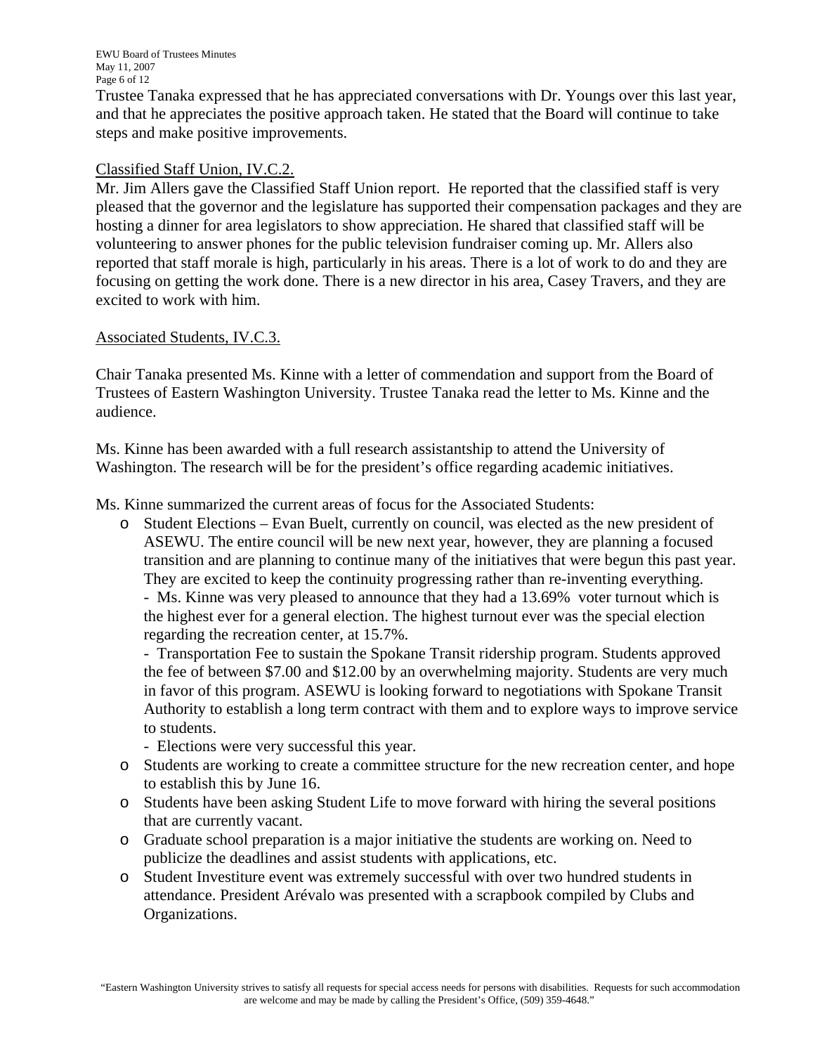Trustee Tanaka expressed that he has appreciated conversations with Dr. Youngs over this last year, and that he appreciates the positive approach taken. He stated that the Board will continue to take steps and make positive improvements.

Classified Staff Union, IV.C.2.

Mr. Jim Allers gave the Classified Staff Union report. He reported that the classified staff is very pleased that the governor and the legislature has supported their compensation packages and they are hosting a dinner for area legislators to show appreciation. He shared that classified staff will be volunteering to answer phones for the public television fundraiser coming up. Mr. Allers also reported that staff morale is high, particularly in his areas. There is a lot of work to do and they are focusing on getting the work done. There is a new director in his area, Casey Travers, and they are excited to work with him.

Associated Students, IV.C.3.

Chair Tanaka presented Ms. Kinne with a letter of commendation and support from the Board of Trustees of Eastern Washington University. Trustee Tanaka read the letter to Ms. Kinne and the audience.

Ms. Kinne has been awarded with a full research assistantship to attend the University of Washington. The research will be for the president's office regarding academic initiatives.

Ms. Kinne summarized the current areas of focus for the Associated Students:

- Student Elections – Evan Buelt, currently on council, was elected as the new president of ASEWU. The entire council will be new next year, however, they are planning a focused transition and are planning to continue many of the initiatives that were begun this past year. They are excited to keep the continuity progressing rather than re-inventing everything.
  - Ms. Kinne was very pleased to announce that they had a 13.69% voter turnout which is the highest ever for a general election. The highest turnout ever was the special election regarding the recreation center, at 15.7%.
  - Transportation Fee to sustain the Spokane Transit ridership program. Students approved the fee of between $7.00 and $12.00 by an overwhelming majority. Students are very much in favor of this program. ASEWU is looking forward to negotiations with Spokane Transit Authority to establish a long term contract with them and to explore ways to improve service to students.
  - Elections were very successful this year.
- Students are working to create a committee structure for the new recreation center, and hope to establish this by June 16.
- Students have been asking Student Life to move forward with hiring the several positions that are currently vacant.
- Graduate school preparation is a major initiative the students are working on. Need to publicize the deadlines and assist students with applications, etc.
- Student Investiture event was extremely successful with over two hundred students in attendance. President Arévalo was presented with a scrapbook compiled by Clubs and Organizations.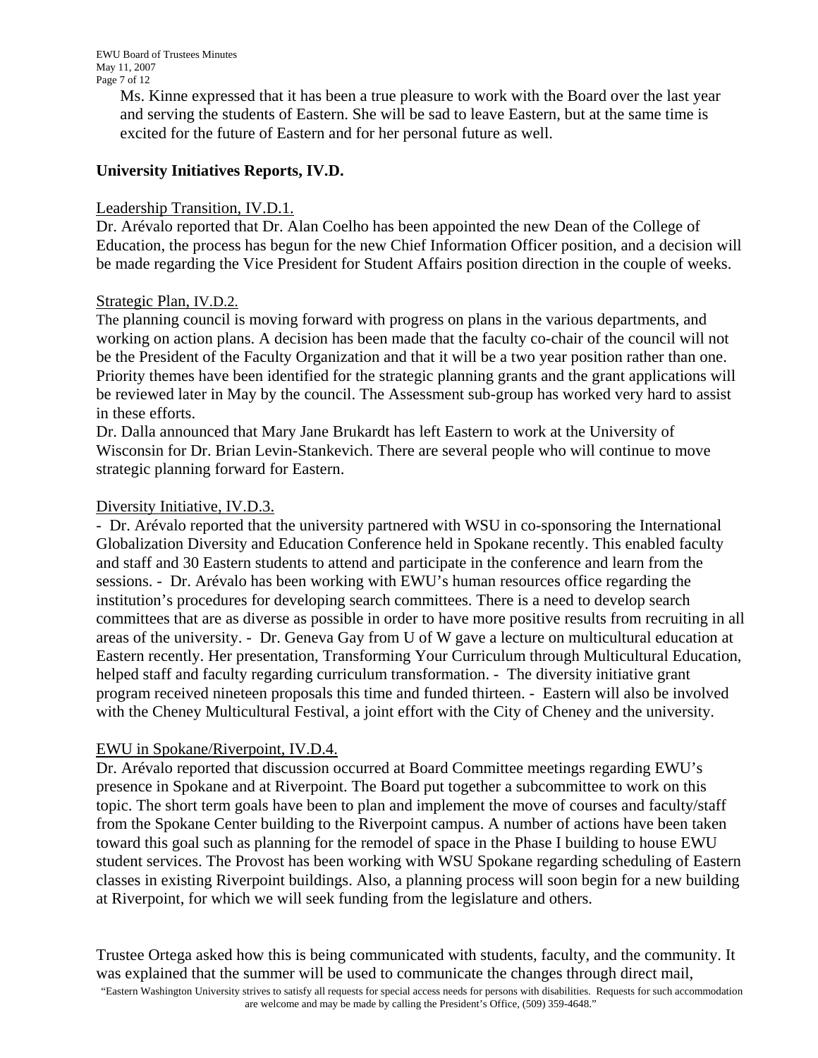Ms. Kinne expressed that it has been a true pleasure to work with the Board over the last year and serving the students of Eastern. She will be sad to leave Eastern, but at the same time is excited for the future of Eastern and for her personal future as well.

**University Initiatives Reports, IV.D.**

Leadership Transition, IV.D.1.

Dr. Arévalo reported that Dr. Alan Coelho has been appointed the new Dean of the College of Education, the process has begun for the new Chief Information Officer position, and a decision will be made regarding the Vice President for Student Affairs position direction in the couple of weeks.

Strategic Plan, IV.D.2.

The planning council is moving forward with progress on plans in the various departments, and working on action plans. A decision has been made that the faculty co-chair of the council will not be the President of the Faculty Organization and that it will be a two year position rather than one. Priority themes have been identified for the strategic planning grants and the grant applications will be reviewed later in May by the council. The Assessment sub-group has worked very hard to assist in these efforts.

Dr. Dalla announced that Mary Jane Brukardt has left Eastern to work at the University of Wisconsin for Dr. Brian Levin-Stankevich. There are several people who will continue to move strategic planning forward for Eastern.

Diversity Initiative, IV.D.3.

- Dr. Arévalo reported that the university partnered with WSU in co-sponsoring the International Globalization Diversity and Education Conference held in Spokane recently. This enabled faculty and staff and 30 Eastern students to attend and participate in the conference and learn from the sessions. - Dr. Arévalo has been working with EWU's human resources office regarding the institution's procedures for developing search committees. There is a need to develop search committees that are as diverse as possible in order to have more positive results from recruiting in all areas of the university. - Dr. Geneva Gay from U of W gave a lecture on multicultural education at Eastern recently. Her presentation, Transforming Your Curriculum through Multicultural Education, helped staff and faculty regarding curriculum transformation. - The diversity initiative grant program received nineteen proposals this time and funded thirteen. - Eastern will also be involved with the Cheney Multicultural Festival, a joint effort with the City of Cheney and the university.

EWU in Spokane/Riverpoint, IV.D.4.

Dr. Arévalo reported that discussion occurred at Board Committee meetings regarding EWU's presence in Spokane and at Riverpoint. The Board put together a subcommittee to work on this topic. The short term goals have been to plan and implement the move of courses and faculty/staff from the Spokane Center building to the Riverpoint campus. A number of actions have been taken toward this goal such as planning for the remodel of space in the Phase I building to house EWU student services. The Provost has been working with WSU Spokane regarding scheduling of Eastern classes in existing Riverpoint buildings. Also, a planning process will soon begin for a new building at Riverpoint, for which we will seek funding from the legislature and others.

Trustee Ortega asked how this is being communicated with students, faculty, and the community. It was explained that the summer will be used to communicate the changes through direct mail,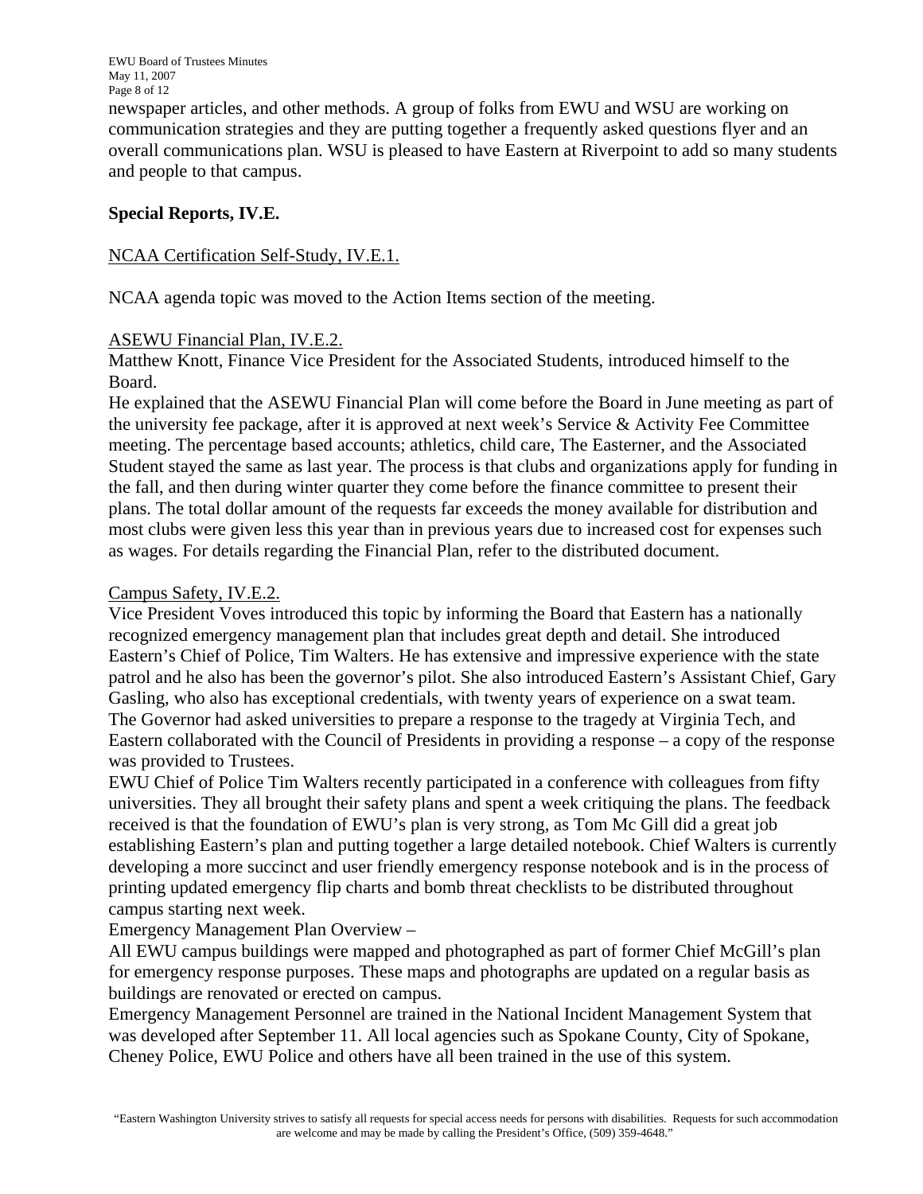newspaper articles, and other methods. A group of folks from EWU and WSU are working on communication strategies and they are putting together a frequently asked questions flyer and an overall communications plan. WSU is pleased to have Eastern at Riverpoint to add so many students and people to that campus.

**Special Reports, IV.E.**

NCAA Certification Self-Study, IV.E.1.

NCAA agenda topic was moved to the Action Items section of the meeting.

ASEWU Financial Plan, IV.E.2.

Matthew Knott, Finance Vice President for the Associated Students, introduced himself to the Board.

He explained that the ASEWU Financial Plan will come before the Board in June meeting as part of the university fee package, after it is approved at next week's Service & Activity Fee Committee meeting. The percentage based accounts; athletics, child care, The Easterner, and the Associated Student stayed the same as last year. The process is that clubs and organizations apply for funding in the fall, and then during winter quarter they come before the finance committee to present their plans. The total dollar amount of the requests far exceeds the money available for distribution and most clubs were given less this year than in previous years due to increased cost for expenses such as wages. For details regarding the Financial Plan, refer to the distributed document.

Campus Safety, IV.E.2.

Vice President Voves introduced this topic by informing the Board that Eastern has a nationally recognized emergency management plan that includes great depth and detail. She introduced Eastern's Chief of Police, Tim Walters. He has extensive and impressive experience with the state patrol and he also has been the governor's pilot. She also introduced Eastern's Assistant Chief, Gary Gasling, who also has exceptional credentials, with twenty years of experience on a swat team. The Governor had asked universities to prepare a response to the tragedy at Virginia Tech, and Eastern collaborated with the Council of Presidents in providing a response – a copy of the response was provided to Trustees.

EWU Chief of Police Tim Walters recently participated in a conference with colleagues from fifty universities. They all brought their safety plans and spent a week critiquing the plans. The feedback received is that the foundation of EWU's plan is very strong, as Tom Mc Gill did a great job establishing Eastern's plan and putting together a large detailed notebook. Chief Walters is currently developing a more succinct and user friendly emergency response notebook and is in the process of printing updated emergency flip charts and bomb threat checklists to be distributed throughout campus starting next week.

Emergency Management Plan Overview –

All EWU campus buildings were mapped and photographed as part of former Chief McGill's plan for emergency response purposes. These maps and photographs are updated on a regular basis as buildings are renovated or erected on campus.

Emergency Management Personnel are trained in the National Incident Management System that was developed after September 11. All local agencies such as Spokane County, City of Spokane, Cheney Police, EWU Police and others have all been trained in the use of this system.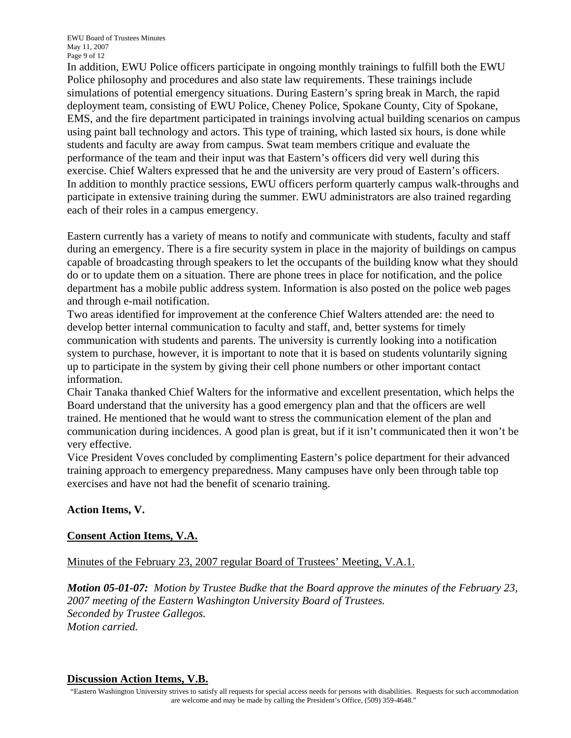In addition, EWU Police officers participate in ongoing monthly trainings to fulfill both the EWU Police philosophy and procedures and also state law requirements. These trainings include simulations of potential emergency situations. During Eastern's spring break in March, the rapid deployment team, consisting of EWU Police, Cheney Police, Spokane County, City of Spokane, EMS, and the fire department participated in trainings involving actual building scenarios on campus using paint ball technology and actors. This type of training, which lasted six hours, is done while students and faculty are away from campus. Swat team members critique and evaluate the performance of the team and their input was that Eastern's officers did very well during this exercise. Chief Walters expressed that he and the university are very proud of Eastern's officers. In addition to monthly practice sessions, EWU officers perform quarterly campus walk-throughs and participate in extensive training during the summer. EWU administrators are also trained regarding each of their roles in a campus emergency.

Eastern currently has a variety of means to notify and communicate with students, faculty and staff during an emergency. There is a fire security system in place in the majority of buildings on campus capable of broadcasting through speakers to let the occupants of the building know what they should do or to update them on a situation. There are phone trees in place for notification, and the police department has a mobile public address system. Information is also posted on the police web pages and through e-mail notification.

Two areas identified for improvement at the conference Chief Walters attended are: the need to develop better internal communication to faculty and staff, and, better systems for timely communication with students and parents. The university is currently looking into a notification system to purchase, however, it is important to note that it is based on students voluntarily signing up to participate in the system by giving their cell phone numbers or other important contact information.

Chair Tanaka thanked Chief Walters for the informative and excellent presentation, which helps the Board understand that the university has a good emergency plan and that the officers are well trained. He mentioned that he would want to stress the communication element of the plan and communication during incidences. A good plan is great, but if it isn't communicated then it won't be very effective.

Vice President Voves concluded by complimenting Eastern's police department for their advanced training approach to emergency preparedness. Many campuses have only been through table top exercises and have not had the benefit of scenario training.

**Action Items, V.**

**<u>Consent Action Items, V.A.</u>**

<u>Minutes of the February 23, 2007 regular Board of Trustees' Meeting, V.A.1.</u>

***Motion 05-01-07:*** *Motion by Trustee Budke that the Board approve the minutes of the February 23, 2007 meeting of the Eastern Washington University Board of Trustees.*
*Seconded by Trustee Gallegos.*
*Motion carried.*

**<u>Discussion Action Items, V.B.</u>**

"Eastern Washington University strives to satisfy all requests for special access needs for persons with disabilities. Requests for such accommodation are welcome and may be made by calling the President's Office, (509) 359-4648."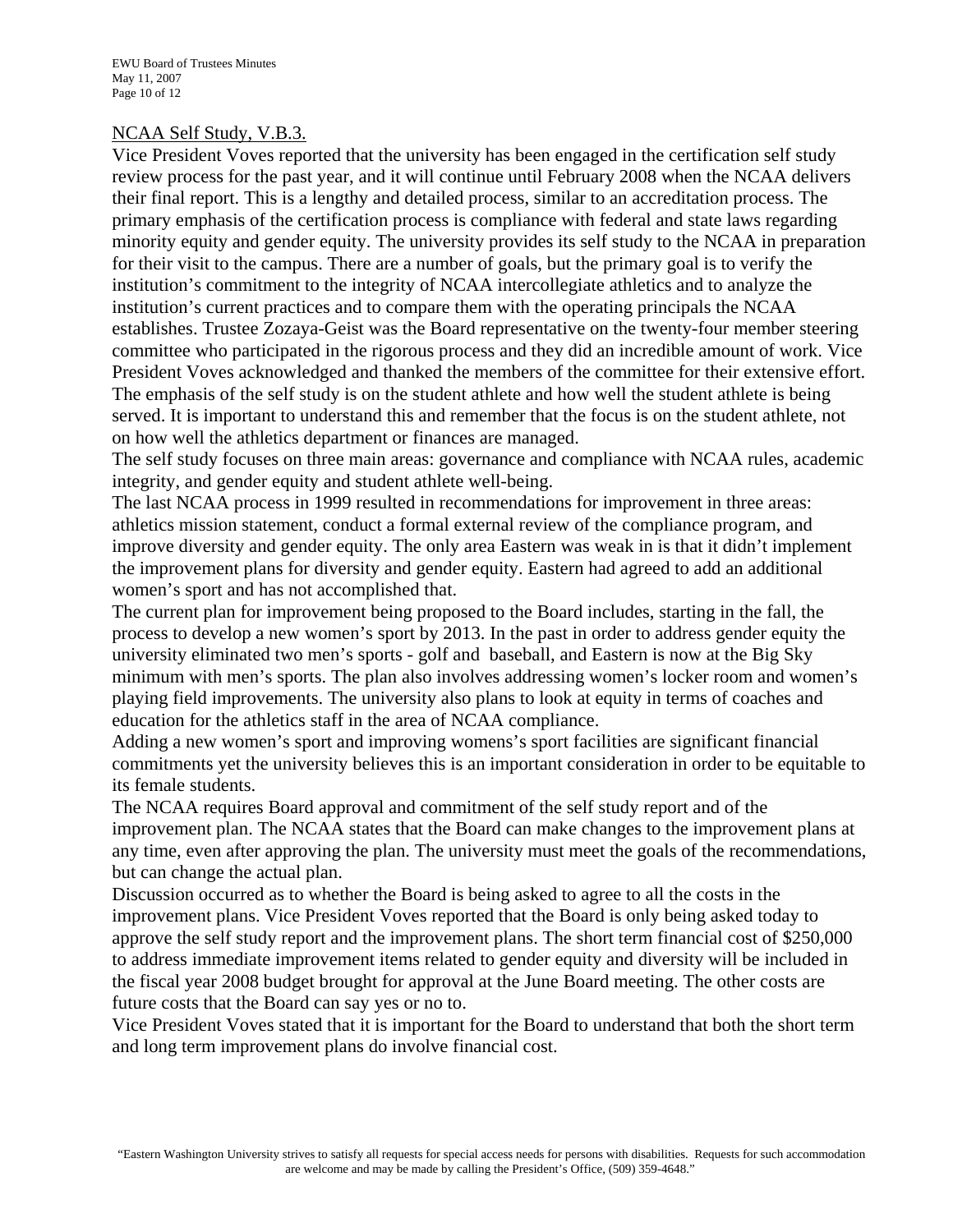NCAA Self Study, V.B.3.

Vice President Voves reported that the university has been engaged in the certification self study review process for the past year, and it will continue until February 2008 when the NCAA delivers their final report. This is a lengthy and detailed process, similar to an accreditation process. The primary emphasis of the certification process is compliance with federal and state laws regarding minority equity and gender equity. The university provides its self study to the NCAA in preparation for their visit to the campus. There are a number of goals, but the primary goal is to verify the institution's commitment to the integrity of NCAA intercollegiate athletics and to analyze the institution's current practices and to compare them with the operating principals the NCAA establishes. Trustee Zozaya-Geist was the Board representative on the twenty-four member steering committee who participated in the rigorous process and they did an incredible amount of work. Vice President Voves acknowledged and thanked the members of the committee for their extensive effort. The emphasis of the self study is on the student athlete and how well the student athlete is being served. It is important to understand this and remember that the focus is on the student athlete, not on how well the athletics department or finances are managed.

The self study focuses on three main areas: governance and compliance with NCAA rules, academic integrity, and gender equity and student athlete well-being.

The last NCAA process in 1999 resulted in recommendations for improvement in three areas: athletics mission statement, conduct a formal external review of the compliance program, and improve diversity and gender equity. The only area Eastern was weak in is that it didn't implement the improvement plans for diversity and gender equity. Eastern had agreed to add an additional women's sport and has not accomplished that.

The current plan for improvement being proposed to the Board includes, starting in the fall, the process to develop a new women's sport by 2013. In the past in order to address gender equity the university eliminated two men's sports - golf and baseball, and Eastern is now at the Big Sky minimum with men's sports. The plan also involves addressing women's locker room and women's playing field improvements. The university also plans to look at equity in terms of coaches and education for the athletics staff in the area of NCAA compliance.

Adding a new women's sport and improving womens's sport facilities are significant financial commitments yet the university believes this is an important consideration in order to be equitable to its female students.

The NCAA requires Board approval and commitment of the self study report and of the improvement plan. The NCAA states that the Board can make changes to the improvement plans at any time, even after approving the plan. The university must meet the goals of the recommendations, but can change the actual plan.

Discussion occurred as to whether the Board is being asked to agree to all the costs in the improvement plans. Vice President Voves reported that the Board is only being asked today to approve the self study report and the improvement plans. The short term financial cost of $250,000 to address immediate improvement items related to gender equity and diversity will be included in the fiscal year 2008 budget brought for approval at the June Board meeting. The other costs are future costs that the Board can say yes or no to.

Vice President Voves stated that it is important for the Board to understand that both the short term and long term improvement plans do involve financial cost.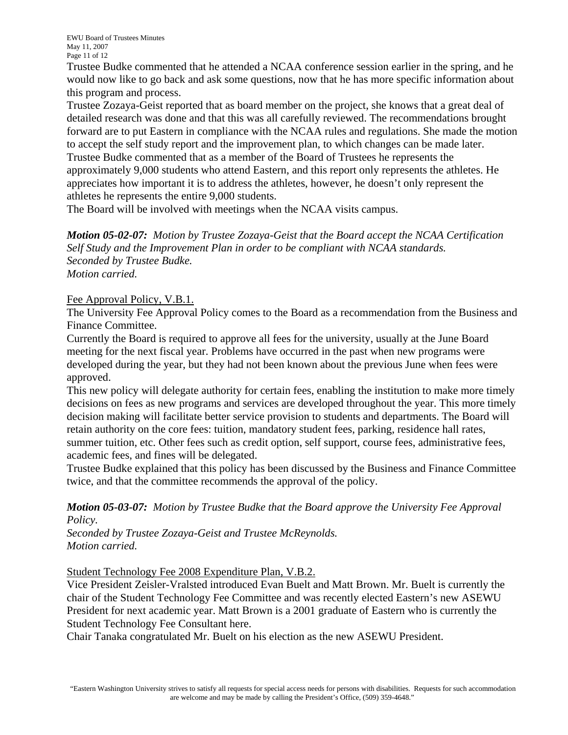Trustee Budke commented that he attended a NCAA conference session earlier in the spring, and he would now like to go back and ask some questions, now that he has more specific information about this program and process.

Trustee Zozaya-Geist reported that as board member on the project, she knows that a great deal of detailed research was done and that this was all carefully reviewed. The recommendations brought forward are to put Eastern in compliance with the NCAA rules and regulations. She made the motion to accept the self study report and the improvement plan, to which changes can be made later.

Trustee Budke commented that as a member of the Board of Trustees he represents the approximately 9,000 students who attend Eastern, and this report only represents the athletes. He appreciates how important it is to address the athletes, however, he doesn't only represent the athletes he represents the entire 9,000 students.

The Board will be involved with meetings when the NCAA visits campus.

***Motion 05-02-07:*** *Motion by Trustee Zozaya-Geist that the Board accept the NCAA Certification Self Study and the Improvement Plan in order to be compliant with NCAA standards.*
*Seconded by Trustee Budke.*
*Motion carried.*

<u>Fee Approval Policy, V.B.1.</u>

The University Fee Approval Policy comes to the Board as a recommendation from the Business and Finance Committee.

Currently the Board is required to approve all fees for the university, usually at the June Board meeting for the next fiscal year. Problems have occurred in the past when new programs were developed during the year, but they had not been known about the previous June when fees were approved.

This new policy will delegate authority for certain fees, enabling the institution to make more timely decisions on fees as new programs and services are developed throughout the year. This more timely decision making will facilitate better service provision to students and departments. The Board will retain authority on the core fees: tuition, mandatory student fees, parking, residence hall rates, summer tuition, etc. Other fees such as credit option, self support, course fees, administrative fees, academic fees, and fines will be delegated.

Trustee Budke explained that this policy has been discussed by the Business and Finance Committee twice, and that the committee recommends the approval of the policy.

***Motion 05-03-07:*** *Motion by Trustee Budke that the Board approve the University Fee Approval Policy.*
*Seconded by Trustee Zozaya-Geist and Trustee McReynolds.*
*Motion carried.*

<u>Student Technology Fee 2008 Expenditure Plan, V.B.2.</u>

Vice President Zeisler-Vralsted introduced Evan Buelt and Matt Brown. Mr. Buelt is currently the chair of the Student Technology Fee Committee and was recently elected Eastern's new ASEWU President for next academic year. Matt Brown is a 2001 graduate of Eastern who is currently the Student Technology Fee Consultant here.

Chair Tanaka congratulated Mr. Buelt on his election as the new ASEWU President.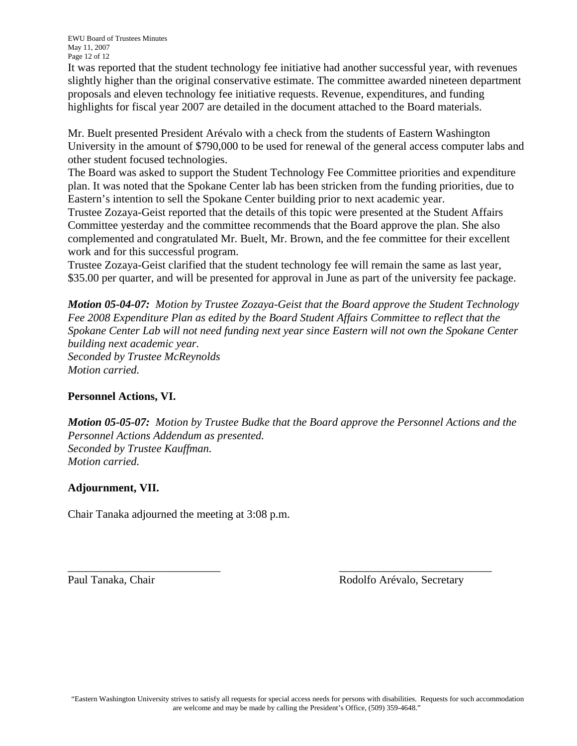It was reported that the student technology fee initiative had another successful year, with revenues slightly higher than the original conservative estimate. The committee awarded nineteen department proposals and eleven technology fee initiative requests. Revenue, expenditures, and funding highlights for fiscal year 2007 are detailed in the document attached to the Board materials.

Mr. Buelt presented President Arévalo with a check from the students of Eastern Washington University in the amount of $790,000 to be used for renewal of the general access computer labs and other student focused technologies.

The Board was asked to support the Student Technology Fee Committee priorities and expenditure plan. It was noted that the Spokane Center lab has been stricken from the funding priorities, due to Eastern's intention to sell the Spokane Center building prior to next academic year.

Trustee Zozaya-Geist reported that the details of this topic were presented at the Student Affairs Committee yesterday and the committee recommends that the Board approve the plan. She also complemented and congratulated Mr. Buelt, Mr. Brown, and the fee committee for their excellent work and for this successful program.

Trustee Zozaya-Geist clarified that the student technology fee will remain the same as last year, $35.00 per quarter, and will be presented for approval in June as part of the university fee package.

***Motion 05-04-07:*** *Motion by Trustee Zozaya-Geist that the Board approve the Student Technology Fee 2008 Expenditure Plan as edited by the Board Student Affairs Committee to reflect that the Spokane Center Lab will not need funding next year since Eastern will not own the Spokane Center building next academic year.*
*Seconded by Trustee McReynolds*
*Motion carried.*

**Personnel Actions, VI.**

***Motion 05-05-07:*** *Motion by Trustee Budke that the Board approve the Personnel Actions and the Personnel Actions Addendum as presented.*
*Seconded by Trustee Kauffman.*
*Motion carried.*

**Adjournment, VII.**

Chair Tanaka adjourned the meeting at 3:08 p.m.

___________________________ ___________________________
Paul Tanaka, Chair Rodolfo Arévalo, Secretary

"Eastern Washington University strives to satisfy all requests for special access needs for persons with disabilities. Requests for such accommodation are welcome and may be made by calling the President's Office, (509) 359-4648."